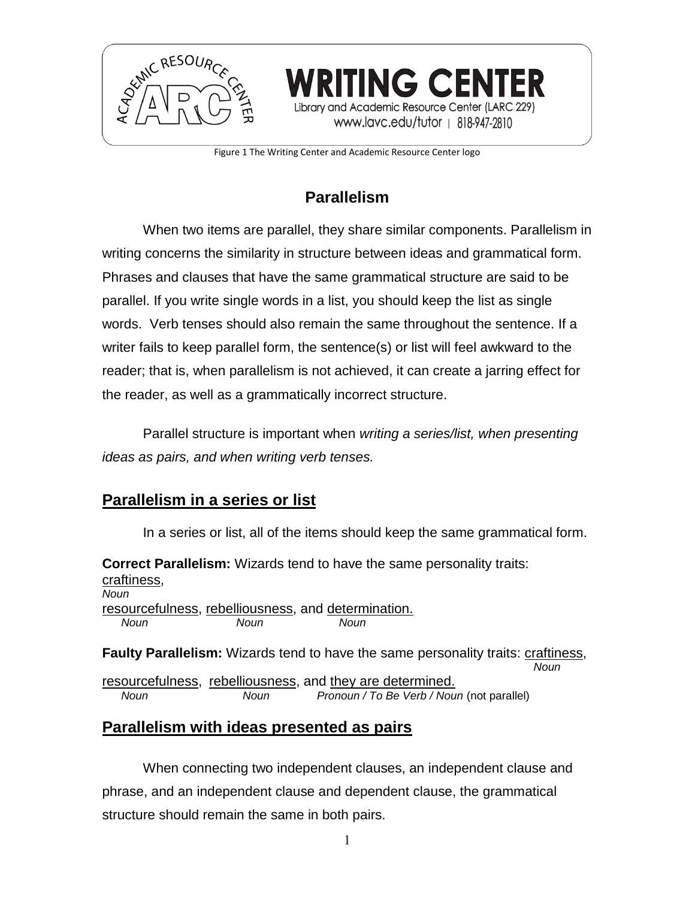WRITING CENTER

Library and Academic Resource Center (LARC 229)

www.lavc.edu/tutor | 818-947-2810

Figure 1 The Writing Center and Academic Resource Center logo

# Parallelism

When two items are parallel, they share similar components. Parallelism in writing concerns the similarity in structure between ideas and grammatical form. Phrases and clauses that have the same grammatical structure are said to be parallel. If you write single words in a list, you should keep the list as single words. Verb tenses should also remain the same throughout the sentence. If a writer fails to keep parallel form, the sentence(s) or list will feel awkward to the reader; that is, when parallelism is not achieved, it can create a jarring effect for the reader, as well as a grammatically incorrect structure.

Parallel structure is important when *writing a series/list, when presenting ideas as pairs, and when writing verb tenses.*

## Parallelism in a series or list

In a series or list, all of the items should keep the same grammatical form.

**Correct Parallelism:** Wizards tend to have the same personality traits: craftiness (*Noun*), resourcefulness (*Noun*), rebelliousness (*Noun*), and determination (*Noun*).

**Faulty Parallelism:** Wizards tend to have the same personality traits: craftiness (*Noun*), resourcefulness (*Noun*), rebelliousness (*Noun*), and they are determined (*Pronoun / To Be Verb / Noun*) (not parallel).

## Parallelism with ideas presented as pairs

When connecting two independent clauses, an independent clause and phrase, and an independent clause and dependent clause, the grammatical structure should remain the same in both pairs.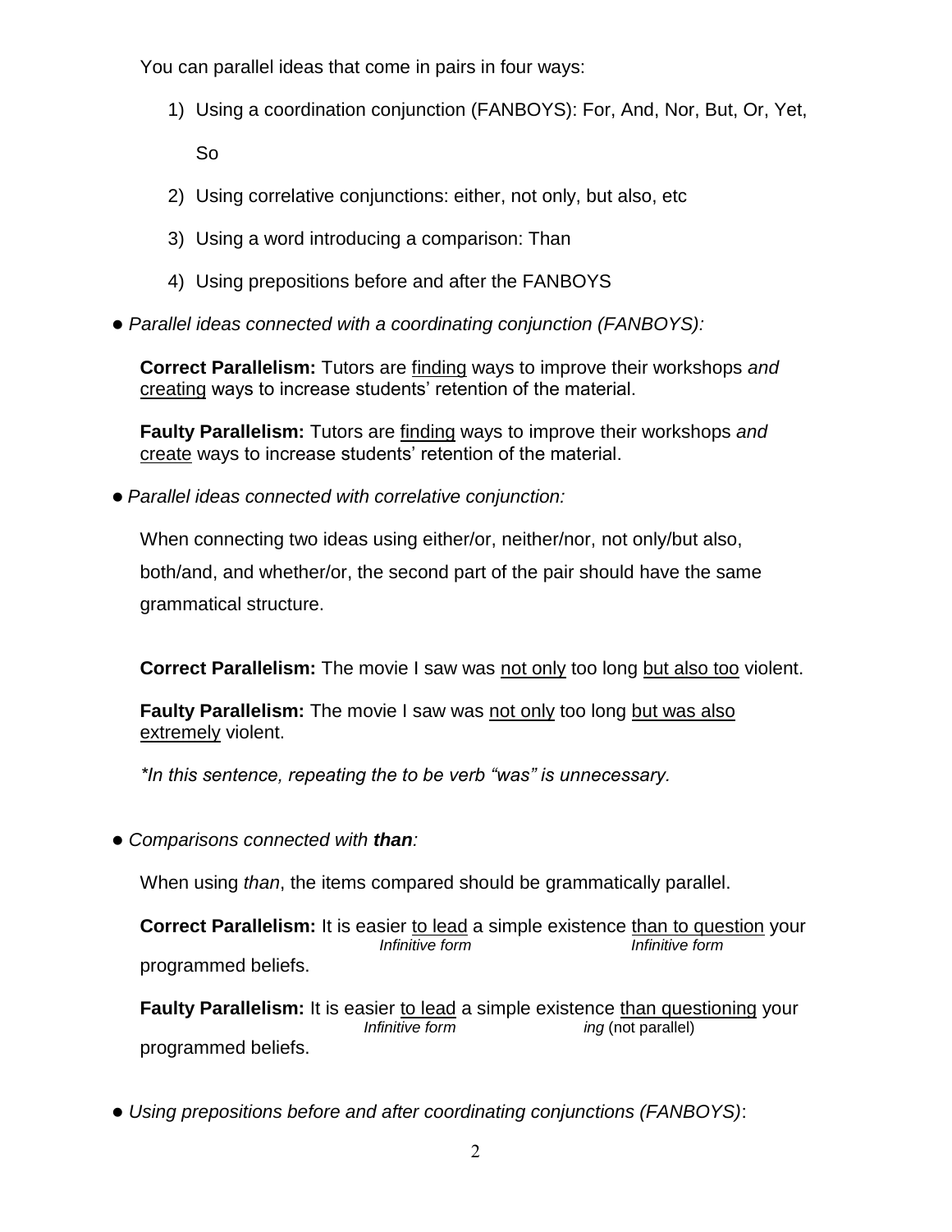You can parallel ideas that come in pairs in four ways:

1) Using a coordination conjunction (FANBOYS): For, And, Nor, But, Or, Yet, So
2) Using correlative conjunctions: either, not only, but also, etc
3) Using a word introducing a comparison: Than
4) Using prepositions before and after the FANBOYS

● *Parallel ideas connected with a coordinating conjunction (FANBOYS):*

**Correct Parallelism:** Tutors are <u>finding</u> ways to improve their workshops *and* <u>creating</u> ways to increase students' retention of the material.

**Faulty Parallelism:** Tutors are <u>finding</u> ways to improve their workshops *and* <u>create</u> ways to increase students' retention of the material.

● *Parallel ideas connected with correlative conjunction:*

When connecting two ideas using either/or, neither/nor, not only/but also, both/and, and whether/or, the second part of the pair should have the same grammatical structure.

**Correct Parallelism:** The movie I saw was <u>not only</u> too long <u>but also too</u> violent.

**Faulty Parallelism:** The movie I saw was <u>not only</u> too long <u>but was also extremely</u> violent.

*\*In this sentence, repeating the to be verb "was" is unnecessary.*

● *Comparisons connected with **than**:*

When using *than*, the items compared should be grammatically parallel.

**Correct Parallelism:** It is easier <u>to lead</u> (*Infinitive form*) a simple existence <u>than to question</u> (*Infinitive form*) your programmed beliefs.

**Faulty Parallelism:** It is easier <u>to lead</u> (*Infinitive form*) a simple existence <u>than questioning</u> (*ing* (not parallel)) your programmed beliefs.

● *Using prepositions before and after coordinating conjunctions (FANBOYS)*: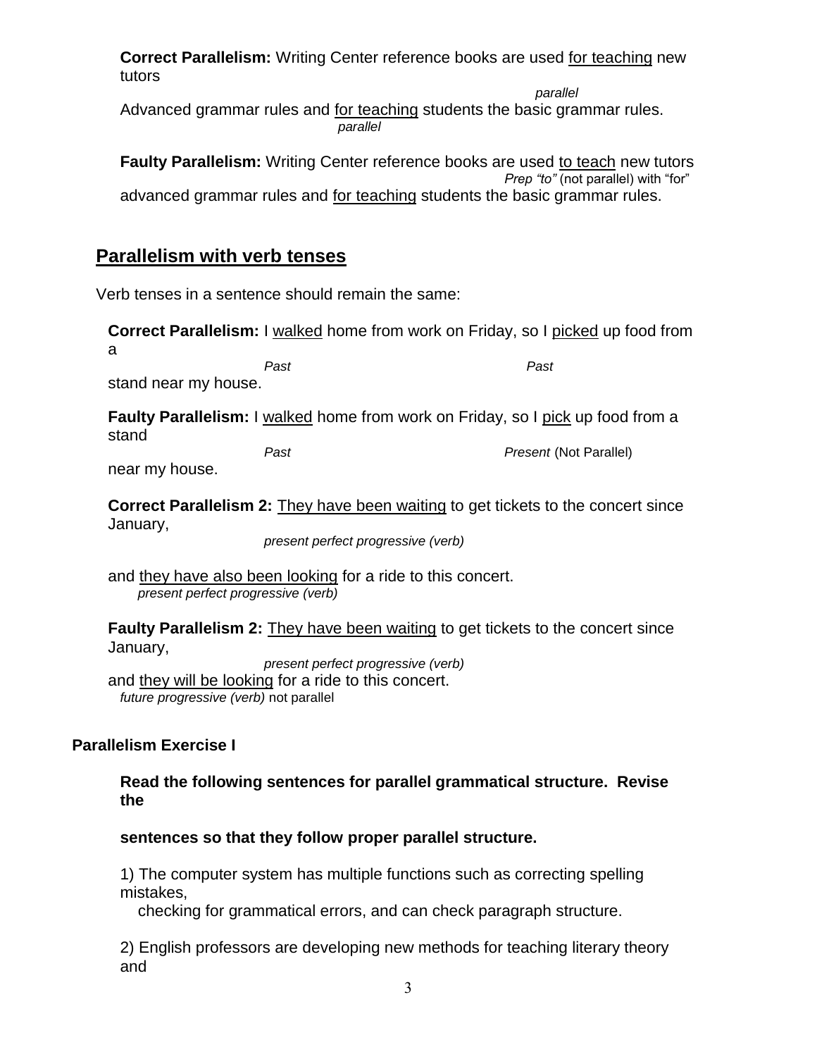**Correct Parallelism:** Writing Center reference books are used <u>for teaching</u> new tutors

*parallel*

Advanced grammar rules and <u>for teaching</u> students the basic grammar rules.

*parallel*

**Faulty Parallelism:** Writing Center reference books are used <u>to teach</u> new tutors

*Prep "to"* (not parallel) with "for"

advanced grammar rules and <u>for teaching</u> students the basic grammar rules.

## Parallelism with verb tenses

Verb tenses in a sentence should remain the same:

**Correct Parallelism:** I <u>walked</u> home from work on Friday, so I <u>picked</u> up food from a

*Past* *Past*

stand near my house.

**Faulty Parallelism:** I <u>walked</u> home from work on Friday, so I <u>pick</u> up food from a stand

*Past* *Present* (Not Parallel)

near my house.

**Correct Parallelism 2:** <u>They have been waiting</u> to get tickets to the concert since January,

*present perfect progressive (verb)*

and <u>they have also been looking</u> for a ride to this concert.

*present perfect progressive (verb)*

**Faulty Parallelism 2:** <u>They have been waiting</u> to get tickets to the concert since January,

*present perfect progressive (verb)*

and <u>they will be looking</u> for a ride to this concert.

*future progressive (verb)* not parallel

**Parallelism Exercise I**

**Read the following sentences for parallel grammatical structure. Revise the sentences so that they follow proper parallel structure.**

1) The computer system has multiple functions such as correcting spelling mistakes, checking for grammatical errors, and can check paragraph structure.

2) English professors are developing new methods for teaching literary theory and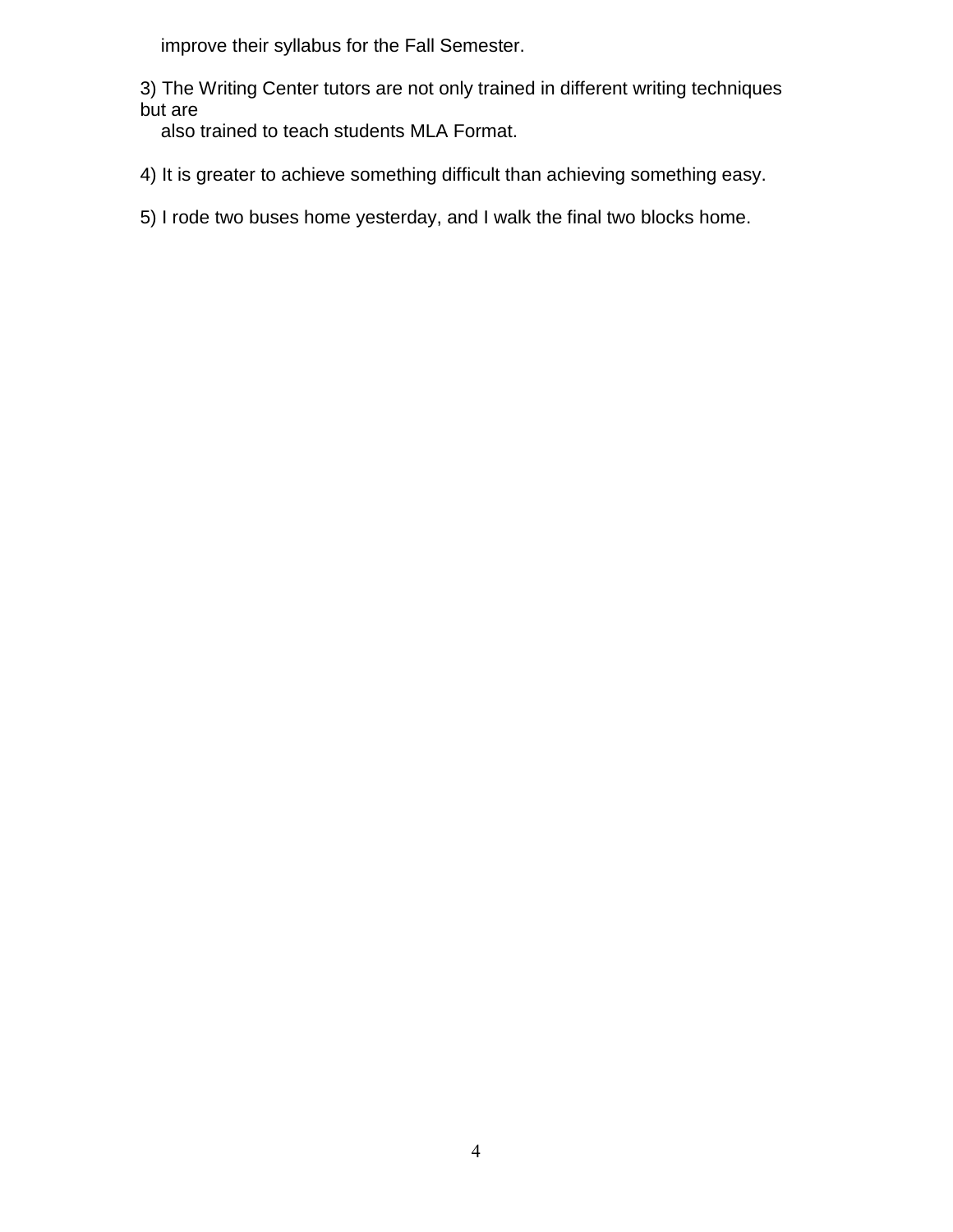improve their syllabus for the Fall Semester.

3) The Writing Center tutors are not only trained in different writing techniques but are
also trained to teach students MLA Format.

4) It is greater to achieve something difficult than achieving something easy.

5) I rode two buses home yesterday, and I walk the final two blocks home.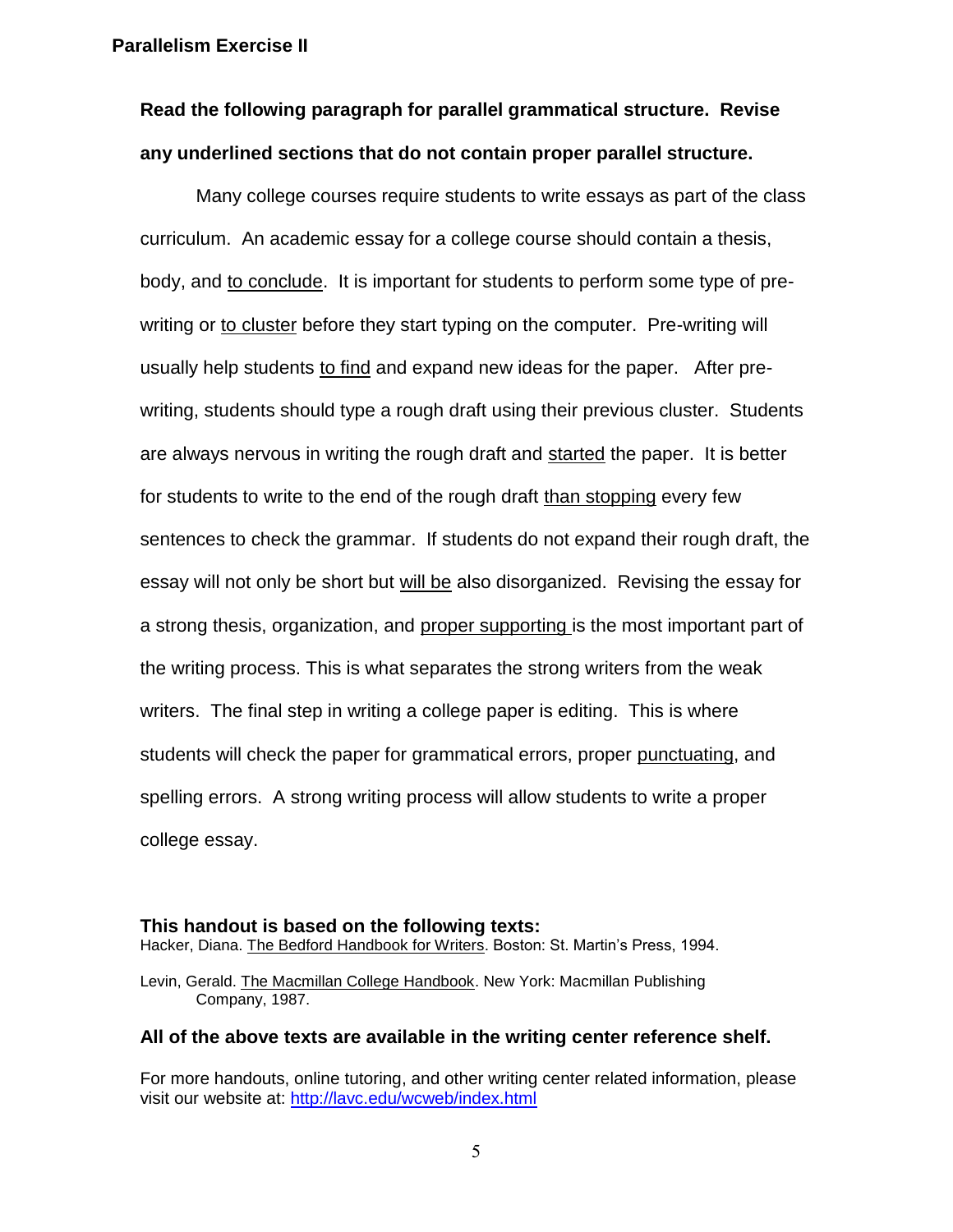## Parallelism Exercise II

**Read the following paragraph for parallel grammatical structure. Revise any underlined sections that do not contain proper parallel structure.**

Many college courses require students to write essays as part of the class curriculum. An academic essay for a college course should contain a thesis, body, and <u>to conclude</u>. It is important for students to perform some type of pre-writing or <u>to cluster</u> before they start typing on the computer. Pre-writing will usually help students <u>to find</u> and expand new ideas for the paper. After pre-writing, students should type a rough draft using their previous cluster. Students are always nervous in writing the rough draft and <u>started</u> the paper. It is better for students to write to the end of the rough draft <u>than stopping</u> every few sentences to check the grammar. If students do not expand their rough draft, the essay will not only be short but <u>will be</u> also disorganized. Revising the essay for a strong thesis, organization, and <u>proper supporting</u> is the most important part of the writing process. This is what separates the strong writers from the weak writers. The final step in writing a college paper is editing. This is where students will check the paper for grammatical errors, proper <u>punctuating</u>, and spelling errors. A strong writing process will allow students to write a proper college essay.

**This handout is based on the following texts:**

Hacker, Diana. <u>The Bedford Handbook for Writers</u>. Boston: St. Martin's Press, 1994.

Levin, Gerald. <u>The Macmillan College Handbook</u>. New York: Macmillan Publishing Company, 1987.

**All of the above texts are available in the writing center reference shelf.**

For more handouts, online tutoring, and other writing center related information, please visit our website at: http://lavc.edu/wcweb/index.html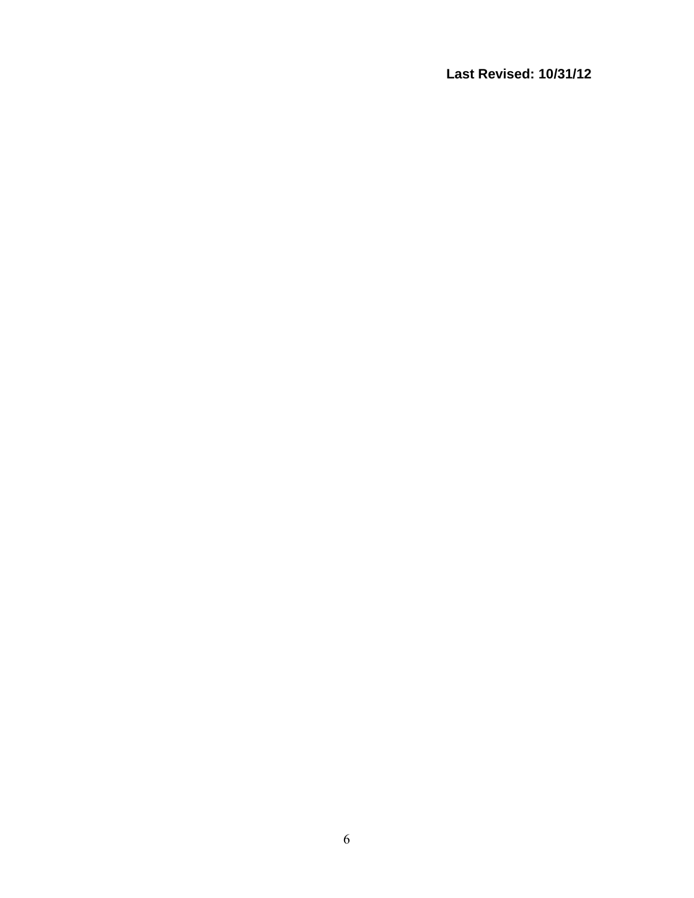**Last Revised: 10/31/12**